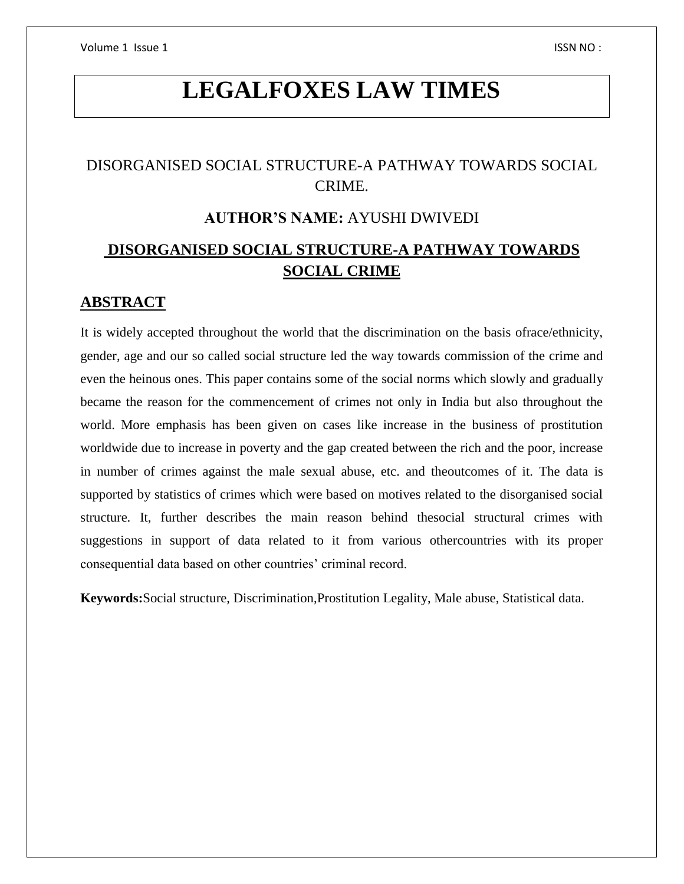# LEGALFOXES LAW TIMES

DISORGANISED SOCIAL STRUCTURE-A PATHWAY TOWARDS SOCIAL CRIME.

**AUTHOR'S NAME:** AYUSHI DWIVEDI

## DISORGANISED SOCIAL STRUCTURE-A PATHWAY TOWARDS SOCIAL CRIME

## ABSTRACT

It is widely accepted throughout the world that the discrimination on the basis ofrace/ethnicity, gender, age and our so called social structure led the way towards commission of the crime and even the heinous ones. This paper contains some of the social norms which slowly and gradually became the reason for the commencement of crimes not only in India but also throughout the world. More emphasis has been given on cases like increase in the business of prostitution worldwide due to increase in poverty and the gap created between the rich and the poor, increase in number of crimes against the male sexual abuse, etc. and theoutcomes of it. The data is supported by statistics of crimes which were based on motives related to the disorganised social structure. It, further describes the main reason behind thesocial structural crimes with suggestions in support of data related to it from various othercountries with its proper consequential data based on other countries' criminal record.

**Keywords:**Social structure, Discrimination,Prostitution Legality, Male abuse, Statistical data.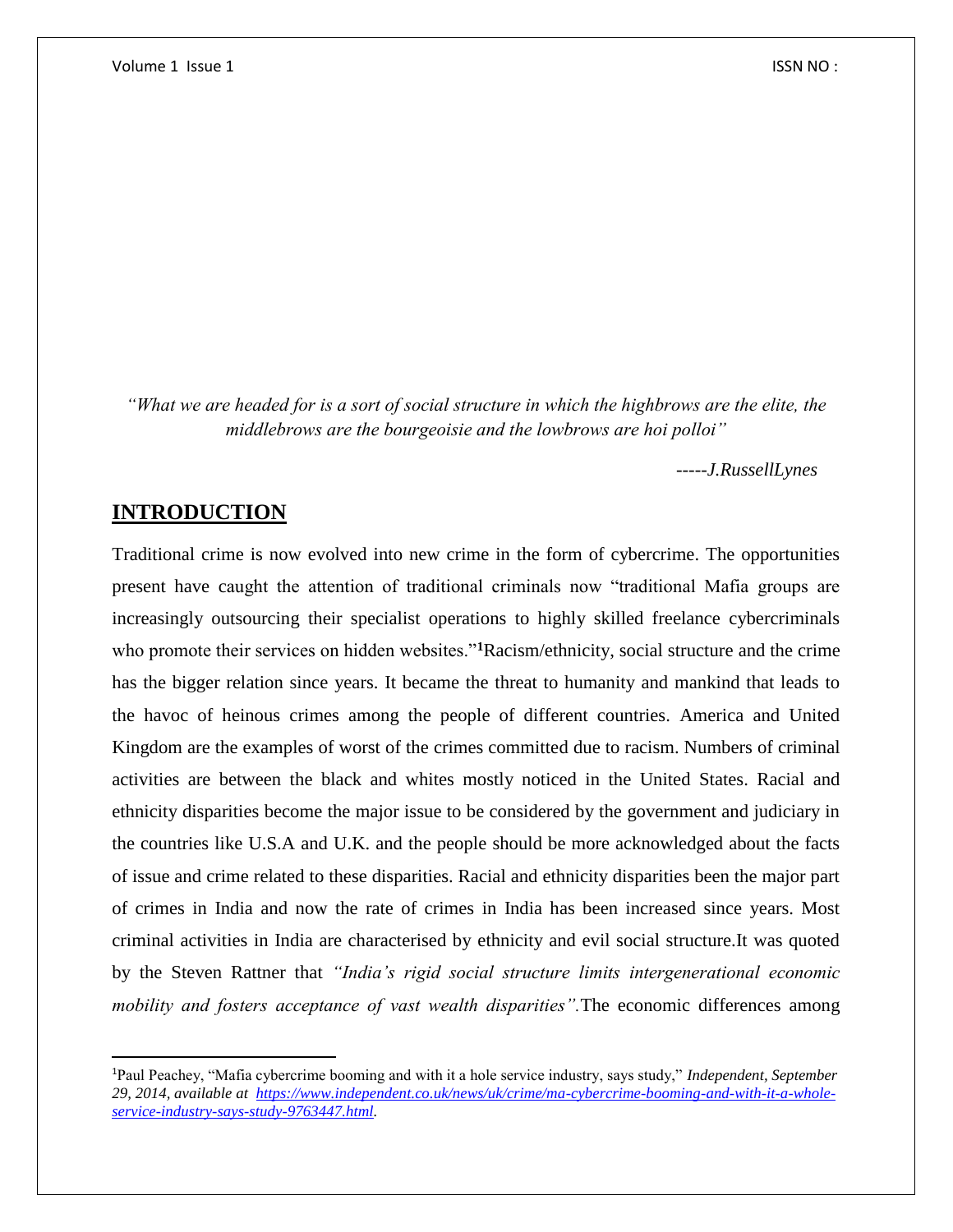*"What we are headed for is a sort of social structure in which the highbrows are the elite, the middlebrows are the bourgeoisie and the lowbrows are hoi polloi"*

*-----J.RussellLynes*

## INTRODUCTION

Traditional crime is now evolved into new crime in the form of cybercrime. The opportunities present have caught the attention of traditional criminals now "traditional Mafia groups are increasingly outsourcing their specialist operations to highly skilled freelance cybercriminals who promote their services on hidden websites."[1]Racism/ethnicity, social structure and the crime has the bigger relation since years. It became the threat to humanity and mankind that leads to the havoc of heinous crimes among the people of different countries. America and United Kingdom are the examples of worst of the crimes committed due to racism. Numbers of criminal activities are between the black and whites mostly noticed in the United States. Racial and ethnicity disparities become the major issue to be considered by the government and judiciary in the countries like U.S.A and U.K. and the people should be more acknowledged about the facts of issue and crime related to these disparities. Racial and ethnicity disparities been the major part of crimes in India and now the rate of crimes in India has been increased since years. Most criminal activities in India are characterised by ethnicity and evil social structure.It was quoted by the Steven Rattner that *"India's rigid social structure limits intergenerational economic mobility and fosters acceptance of vast wealth disparities".*The economic differences among

---

[1]Paul Peachey, "Mafia cybercrime booming and with it a hole service industry, says study," *Independent, September 29, 2014, available at https://www.independent.co.uk/news/uk/crime/ma-cybercrime-booming-and-with-it-a-whole-service-industry-says-study-9763447.html.*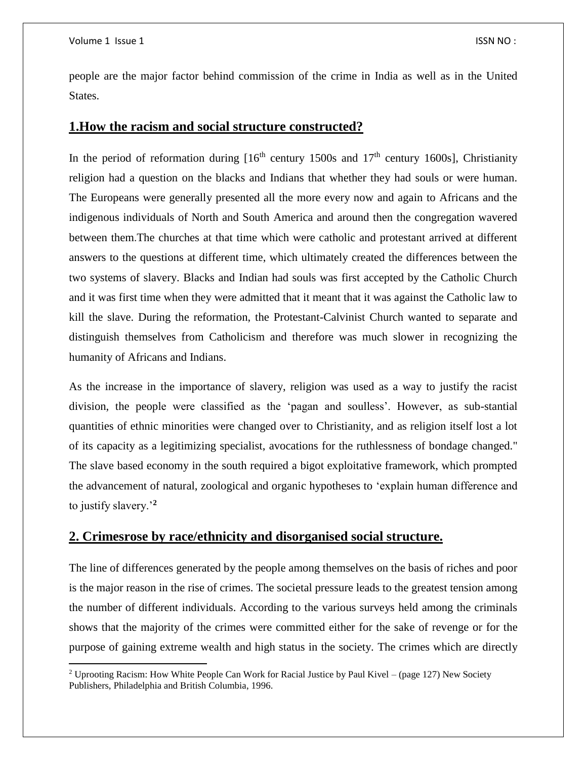people are the major factor behind commission of the crime in India as well as in the United States.

## 1.How the racism and social structure constructed?

In the period of reformation during [16th century 1500s and 17th century 1600s], Christianity religion had a question on the blacks and Indians that whether they had souls or were human. The Europeans were generally presented all the more every now and again to Africans and the indigenous individuals of North and South America and around then the congregation wavered between them.The churches at that time which were catholic and protestant arrived at different answers to the questions at different time, which ultimately created the differences between the two systems of slavery. Blacks and Indian had souls was first accepted by the Catholic Church and it was first time when they were admitted that it meant that it was against the Catholic law to kill the slave. During the reformation, the Protestant-Calvinist Church wanted to separate and distinguish themselves from Catholicism and therefore was much slower in recognizing the humanity of Africans and Indians.

As the increase in the importance of slavery, religion was used as a way to justify the racist division, the people were classified as the 'pagan and soulless'. However, as sub-stantial quantities of ethnic minorities were changed over to Christianity, and as religion itself lost a lot of its capacity as a legitimizing specialist, avocations for the ruthlessness of bondage changed." The slave based economy in the south required a bigot exploitative framework, which prompted the advancement of natural, zoological and organic hypotheses to 'explain human difference and to justify slavery.'[2]

## 2. Crimesrose by race/ethnicity and disorganised social structure.

The line of differences generated by the people among themselves on the basis of riches and poor is the major reason in the rise of crimes. The societal pressure leads to the greatest tension among the number of different individuals. According to the various surveys held among the criminals shows that the majority of the crimes were committed either for the sake of revenge or for the purpose of gaining extreme wealth and high status in the society. The crimes which are directly

[2] Uprooting Racism: How White People Can Work for Racial Justice by Paul Kivel – (page 127) New Society Publishers, Philadelphia and British Columbia, 1996.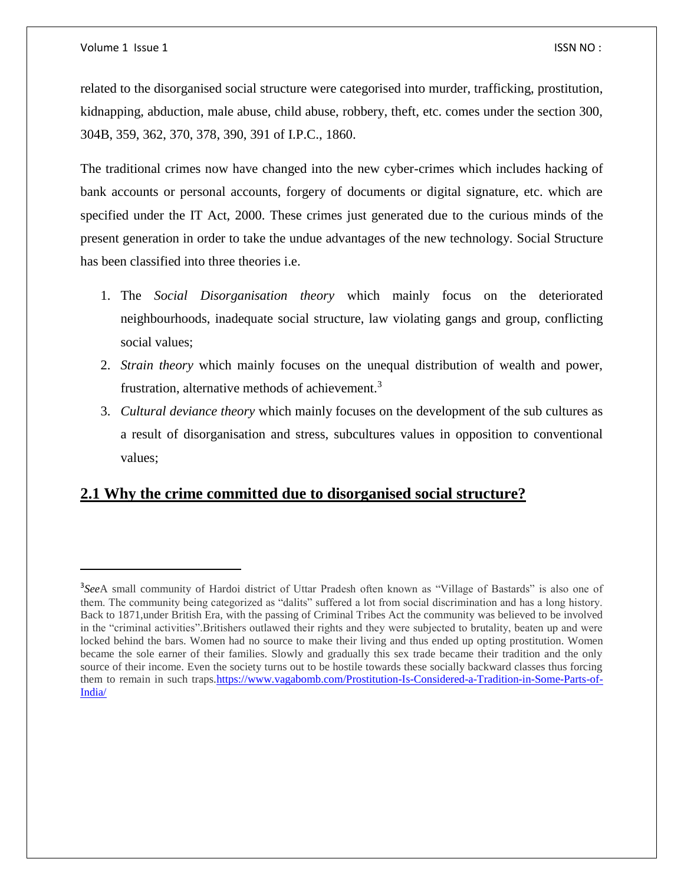related to the disorganised social structure were categorised into murder, trafficking, prostitution, kidnapping, abduction, male abuse, child abuse, robbery, theft, etc. comes under the section 300, 304B, 359, 362, 370, 378, 390, 391 of I.P.C., 1860.

The traditional crimes now have changed into the new cyber-crimes which includes hacking of bank accounts or personal accounts, forgery of documents or digital signature, etc. which are specified under the IT Act, 2000. These crimes just generated due to the curious minds of the present generation in order to take the undue advantages of the new technology. Social Structure has been classified into three theories i.e.

1. The *Social Disorganisation theory* which mainly focus on the deteriorated neighbourhoods, inadequate social structure, law violating gangs and group, conflicting social values;
2. *Strain theory* which mainly focuses on the unequal distribution of wealth and power, frustration, alternative methods of achievement.[3]
3. *Cultural deviance theory* which mainly focuses on the development of the sub cultures as a result of disorganisation and stress, subcultures values in opposition to conventional values;

## 2.1 Why the crime committed due to disorganised social structure?

---

[3] *See*A small community of Hardoi district of Uttar Pradesh often known as "Village of Bastards" is also one of them. The community being categorized as "dalits" suffered a lot from social discrimination and has a long history. Back to 1871,under British Era, with the passing of Criminal Tribes Act the community was believed to be involved in the "criminal activities".Britishers outlawed their rights and they were subjected to brutality, beaten up and were locked behind the bars. Women had no source to make their living and thus ended up opting prostitution. Women became the sole earner of their families. Slowly and gradually this sex trade became their tradition and the only source of their income. Even the society turns out to be hostile towards these socially backward classes thus forcing them to remain in such traps.https://www.vagabomb.com/Prostitution-Is-Considered-a-Tradition-in-Some-Parts-of-India/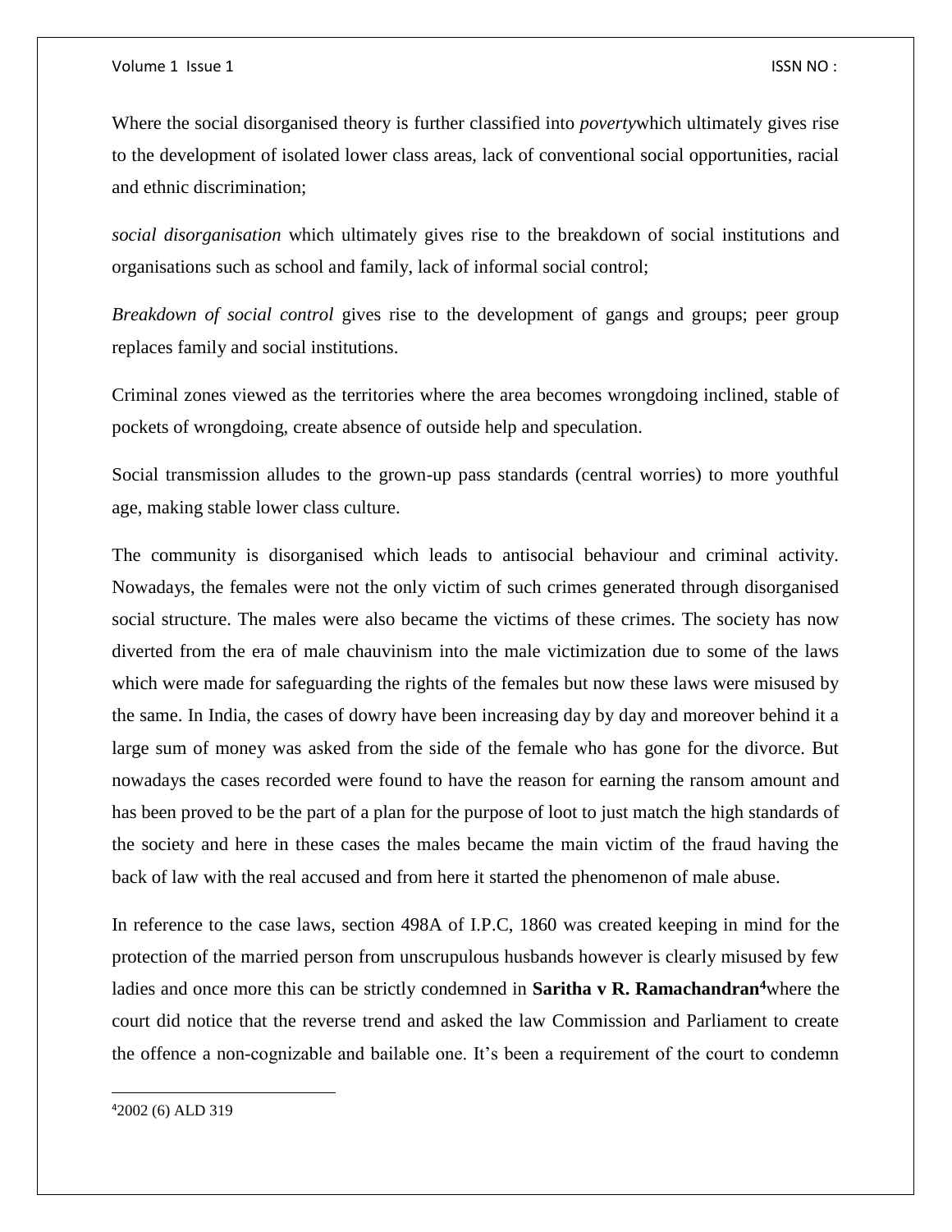Where the social disorganised theory is further classified into *poverty*which ultimately gives rise to the development of isolated lower class areas, lack of conventional social opportunities, racial and ethnic discrimination;

*social disorganisation* which ultimately gives rise to the breakdown of social institutions and organisations such as school and family, lack of informal social control;

*Breakdown of social control* gives rise to the development of gangs and groups; peer group replaces family and social institutions.

Criminal zones viewed as the territories where the area becomes wrongdoing inclined, stable of pockets of wrongdoing, create absence of outside help and speculation.

Social transmission alludes to the grown-up pass standards (central worries) to more youthful age, making stable lower class culture.

The community is disorganised which leads to antisocial behaviour and criminal activity. Nowadays, the females were not the only victim of such crimes generated through disorganised social structure. The males were also became the victims of these crimes. The society has now diverted from the era of male chauvinism into the male victimization due to some of the laws which were made for safeguarding the rights of the females but now these laws were misused by the same. In India, the cases of dowry have been increasing day by day and moreover behind it a large sum of money was asked from the side of the female who has gone for the divorce. But nowadays the cases recorded were found to have the reason for earning the ransom amount and has been proved to be the part of a plan for the purpose of loot to just match the high standards of the society and here in these cases the males became the main victim of the fraud having the back of law with the real accused and from here it started the phenomenon of male abuse.

In reference to the case laws, section 498A of I.P.C, 1860 was created keeping in mind for the protection of the married person from unscrupulous husbands however is clearly misused by few ladies and once more this can be strictly condemned in **Saritha v R. Ramachandran**[4]where the court did notice that the reverse trend and asked the law Commission and Parliament to create the offence a non-cognizable and bailable one. It's been a requirement of the court to condemn

[4]2002 (6) ALD 319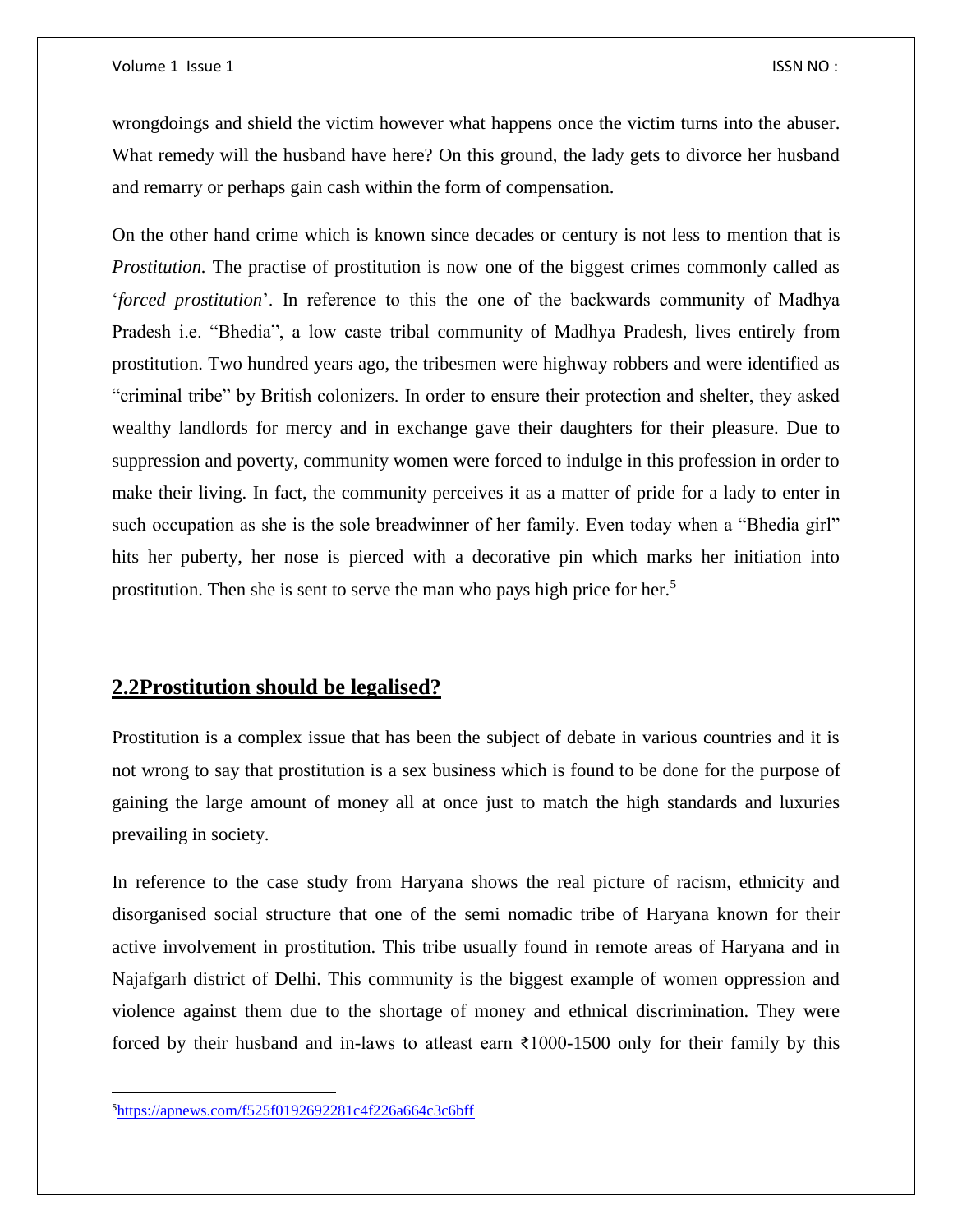wrongdoings and shield the victim however what happens once the victim turns into the abuser. What remedy will the husband have here? On this ground, the lady gets to divorce her husband and remarry or perhaps gain cash within the form of compensation.

On the other hand crime which is known since decades or century is not less to mention that is *Prostitution.* The practise of prostitution is now one of the biggest crimes commonly called as '*forced prostitution*'. In reference to this the one of the backwards community of Madhya Pradesh i.e. "Bhedia", a low caste tribal community of Madhya Pradesh, lives entirely from prostitution. Two hundred years ago, the tribesmen were highway robbers and were identified as "criminal tribe" by British colonizers. In order to ensure their protection and shelter, they asked wealthy landlords for mercy and in exchange gave their daughters for their pleasure. Due to suppression and poverty, community women were forced to indulge in this profession in order to make their living. In fact, the community perceives it as a matter of pride for a lady to enter in such occupation as she is the sole breadwinner of her family. Even today when a "Bhedia girl" hits her puberty, her nose is pierced with a decorative pin which marks her initiation into prostitution. Then she is sent to serve the man who pays high price for her.[5]

## 2.2Prostitution should be legalised?

Prostitution is a complex issue that has been the subject of debate in various countries and it is not wrong to say that prostitution is a sex business which is found to be done for the purpose of gaining the large amount of money all at once just to match the high standards and luxuries prevailing in society.

In reference to the case study from Haryana shows the real picture of racism, ethnicity and disorganised social structure that one of the semi nomadic tribe of Haryana known for their active involvement in prostitution. This tribe usually found in remote areas of Haryana and in Najafgarh district of Delhi. This community is the biggest example of women oppression and violence against them due to the shortage of money and ethnical discrimination. They were forced by their husband and in-laws to atleast earn ₹1000-1500 only for their family by this

---

[5]https://apnews.com/f525f0192692281c4f226a664c3c6bff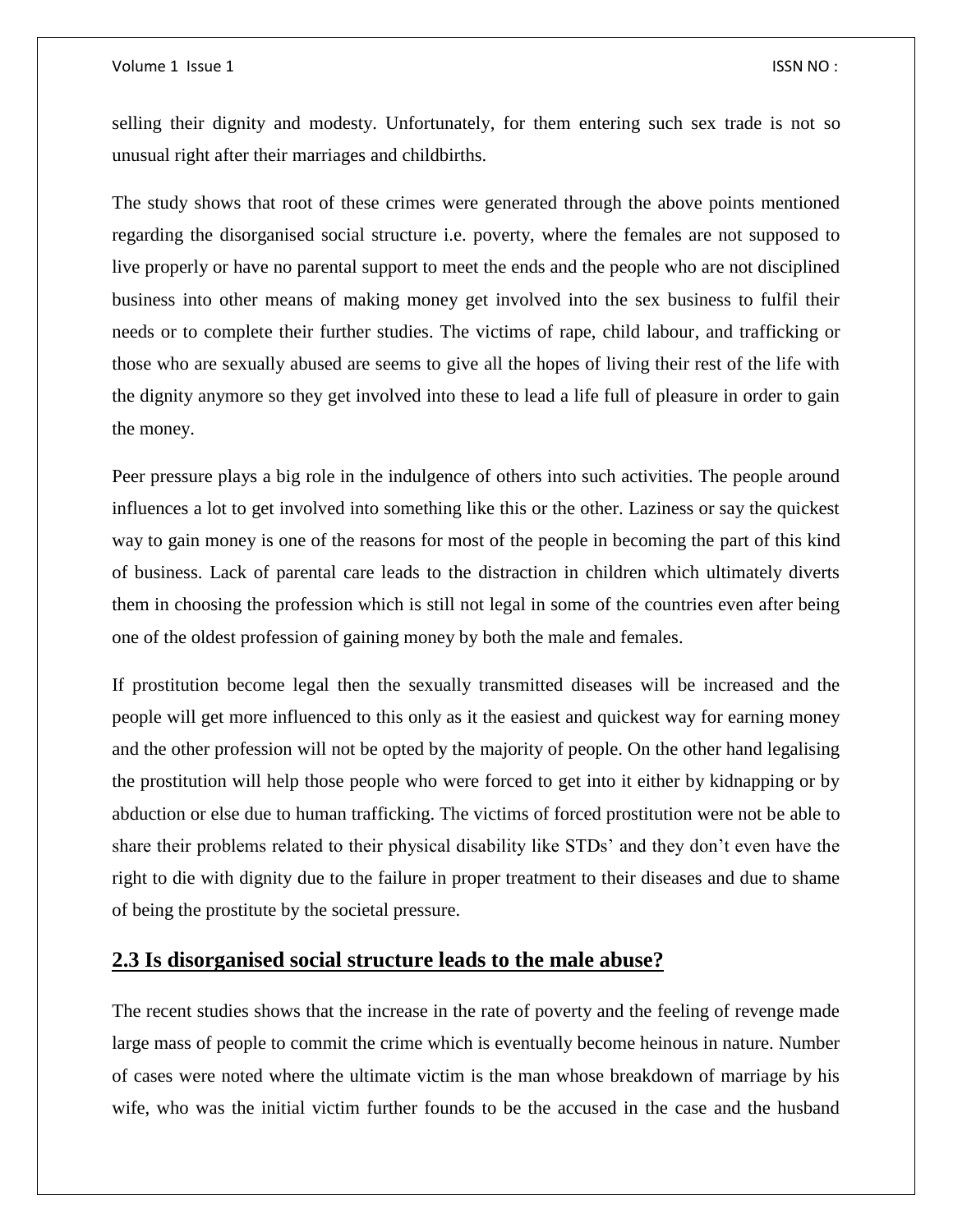selling their dignity and modesty. Unfortunately, for them entering such sex trade is not so unusual right after their marriages and childbirths.

The study shows that root of these crimes were generated through the above points mentioned regarding the disorganised social structure i.e. poverty, where the females are not supposed to live properly or have no parental support to meet the ends and the people who are not disciplined business into other means of making money get involved into the sex business to fulfil their needs or to complete their further studies. The victims of rape, child labour, and trafficking or those who are sexually abused are seems to give all the hopes of living their rest of the life with the dignity anymore so they get involved into these to lead a life full of pleasure in order to gain the money.

Peer pressure plays a big role in the indulgence of others into such activities. The people around influences a lot to get involved into something like this or the other. Laziness or say the quickest way to gain money is one of the reasons for most of the people in becoming the part of this kind of business. Lack of parental care leads to the distraction in children which ultimately diverts them in choosing the profession which is still not legal in some of the countries even after being one of the oldest profession of gaining money by both the male and females.

If prostitution become legal then the sexually transmitted diseases will be increased and the people will get more influenced to this only as it the easiest and quickest way for earning money and the other profession will not be opted by the majority of people. On the other hand legalising the prostitution will help those people who were forced to get into it either by kidnapping or by abduction or else due to human trafficking. The victims of forced prostitution were not be able to share their problems related to their physical disability like STDs' and they don't even have the right to die with dignity due to the failure in proper treatment to their diseases and due to shame of being the prostitute by the societal pressure.

## 2.3 Is disorganised social structure leads to the male abuse?

The recent studies shows that the increase in the rate of poverty and the feeling of revenge made large mass of people to commit the crime which is eventually become heinous in nature. Number of cases were noted where the ultimate victim is the man whose breakdown of marriage by his wife, who was the initial victim further founds to be the accused in the case and the husband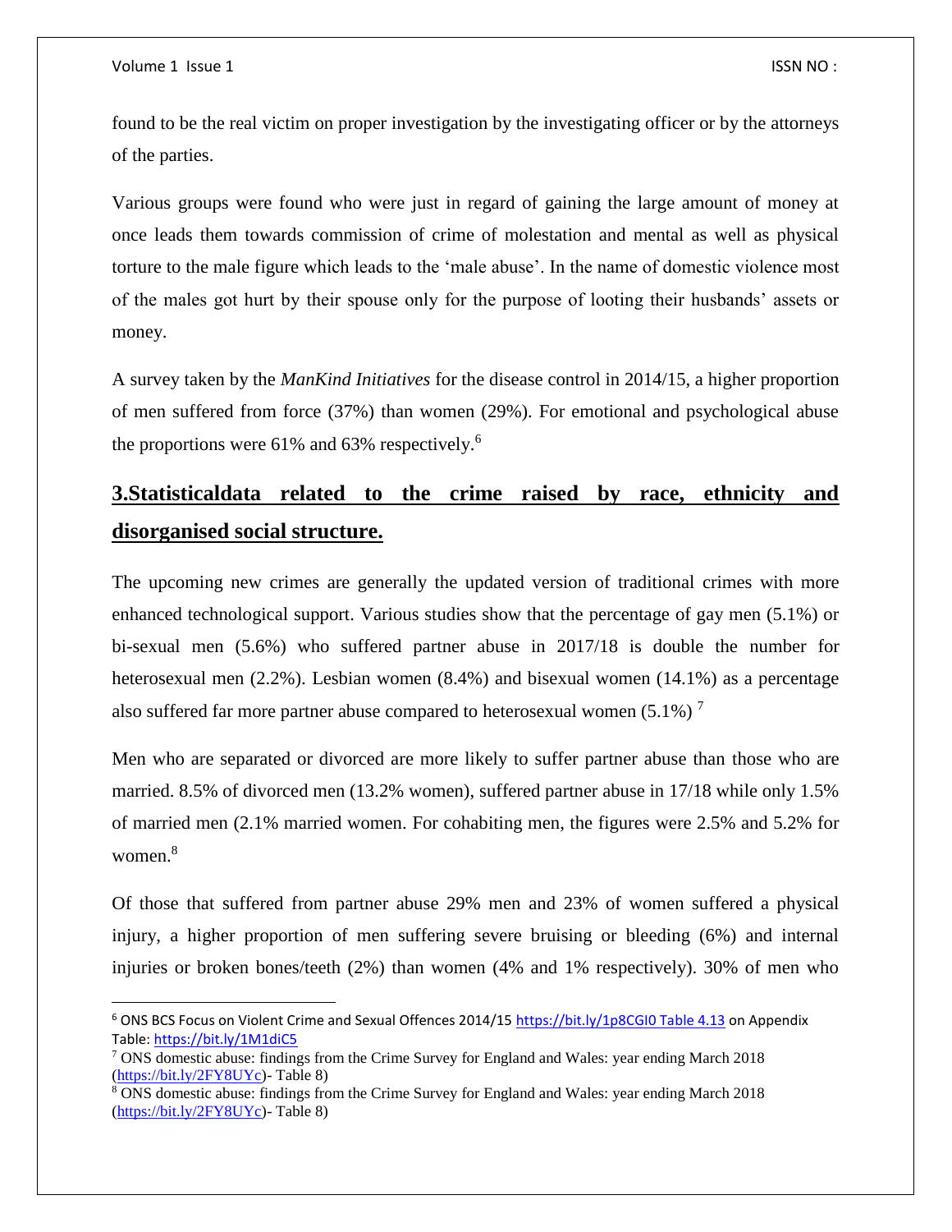found to be the real victim on proper investigation by the investigating officer or by the attorneys of the parties.

Various groups were found who were just in regard of gaining the large amount of money at once leads them towards commission of crime of molestation and mental as well as physical torture to the male figure which leads to the 'male abuse'. In the name of domestic violence most of the males got hurt by their spouse only for the purpose of looting their husbands' assets or money.

A survey taken by the *ManKind Initiatives* for the disease control in 2014/15, a higher proportion of men suffered from force (37%) than women (29%). For emotional and psychological abuse the proportions were 61% and 63% respectively.[6]

## 3.Statisticaldata related to the crime raised by race, ethnicity and disorganised social structure.

The upcoming new crimes are generally the updated version of traditional crimes with more enhanced technological support. Various studies show that the percentage of gay men (5.1%) or bi-sexual men (5.6%) who suffered partner abuse in 2017/18 is double the number for heterosexual men (2.2%). Lesbian women (8.4%) and bisexual women (14.1%) as a percentage also suffered far more partner abuse compared to heterosexual women (5.1%) [7]

Men who are separated or divorced are more likely to suffer partner abuse than those who are married. 8.5% of divorced men (13.2% women), suffered partner abuse in 17/18 while only 1.5% of married men (2.1% married women. For cohabiting men, the figures were 2.5% and 5.2% for women.[8]

Of those that suffered from partner abuse 29% men and 23% of women suffered a physical injury, a higher proportion of men suffering severe bruising or bleeding (6%) and internal injuries or broken bones/teeth (2%) than women (4% and 1% respectively). 30% of men who

---

[6] ONS BCS Focus on Violent Crime and Sexual Offences 2014/15 https://bit.ly/1p8CGI0 Table 4.13 on Appendix Table: https://bit.ly/1M1diC5

[7] ONS domestic abuse: findings from the Crime Survey for England and Wales: year ending March 2018 (https://bit.ly/2FY8UYc)- Table 8)

[8] ONS domestic abuse: findings from the Crime Survey for England and Wales: year ending March 2018 (https://bit.ly/2FY8UYc)- Table 8)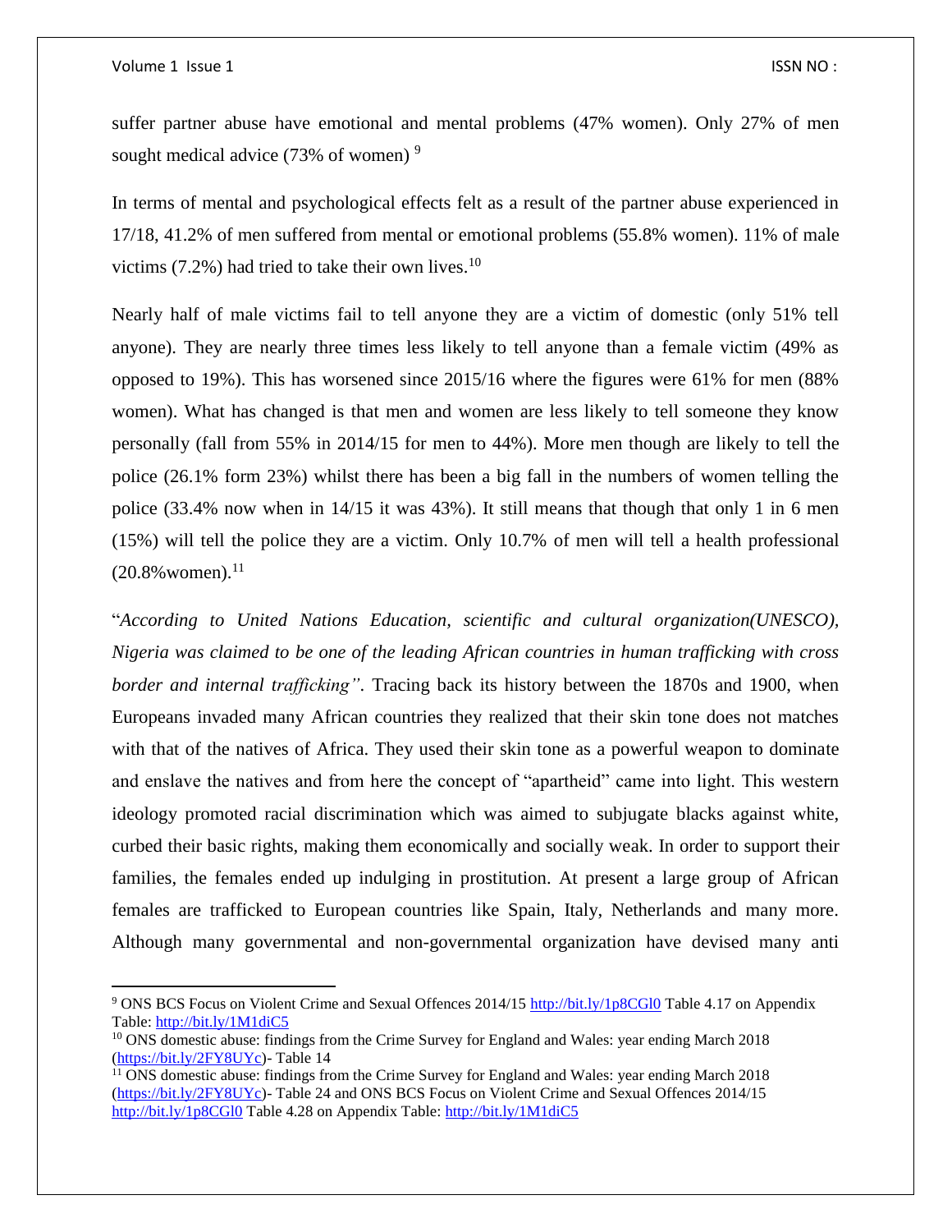suffer partner abuse have emotional and mental problems (47% women). Only 27% of men sought medical advice (73% of women) [9]

In terms of mental and psychological effects felt as a result of the partner abuse experienced in 17/18, 41.2% of men suffered from mental or emotional problems (55.8% women). 11% of male victims (7.2%) had tried to take their own lives.[10]

Nearly half of male victims fail to tell anyone they are a victim of domestic (only 51% tell anyone). They are nearly three times less likely to tell anyone than a female victim (49% as opposed to 19%). This has worsened since 2015/16 where the figures were 61% for men (88% women). What has changed is that men and women are less likely to tell someone they know personally (fall from 55% in 2014/15 for men to 44%). More men though are likely to tell the police (26.1% form 23%) whilst there has been a big fall in the numbers of women telling the police (33.4% now when in 14/15 it was 43%). It still means that though that only 1 in 6 men (15%) will tell the police they are a victim. Only 10.7% of men will tell a health professional (20.8%women).[11]

"*According to United Nations Education, scientific and cultural organization(UNESCO), Nigeria was claimed to be one of the leading African countries in human trafficking with cross border and internal trafficking"*. Tracing back its history between the 1870s and 1900, when Europeans invaded many African countries they realized that their skin tone does not matches with that of the natives of Africa. They used their skin tone as a powerful weapon to dominate and enslave the natives and from here the concept of "apartheid" came into light. This western ideology promoted racial discrimination which was aimed to subjugate blacks against white, curbed their basic rights, making them economically and socially weak. In order to support their families, the females ended up indulging in prostitution. At present a large group of African females are trafficked to European countries like Spain, Italy, Netherlands and many more. Although many governmental and non-governmental organization have devised many anti

---

[9] ONS BCS Focus on Violent Crime and Sexual Offences 2014/15 http://bit.ly/1p8CGl0 Table 4.17 on Appendix Table: http://bit.ly/1M1diC5

[10] ONS domestic abuse: findings from the Crime Survey for England and Wales: year ending March 2018 (https://bit.ly/2FY8UYc)- Table 14

[11] ONS domestic abuse: findings from the Crime Survey for England and Wales: year ending March 2018 (https://bit.ly/2FY8UYc)- Table 24 and ONS BCS Focus on Violent Crime and Sexual Offences 2014/15 http://bit.ly/1p8CGl0 Table 4.28 on Appendix Table: http://bit.ly/1M1diC5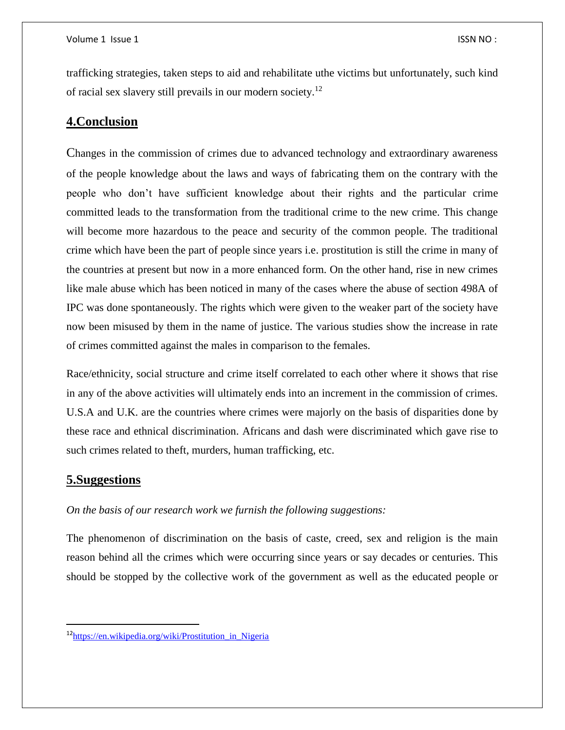trafficking strategies, taken steps to aid and rehabilitate uthe victims but unfortunately, such kind of racial sex slavery still prevails in our modern society.[12]

## 4.Conclusion

Changes in the commission of crimes due to advanced technology and extraordinary awareness of the people knowledge about the laws and ways of fabricating them on the contrary with the people who don't have sufficient knowledge about their rights and the particular crime committed leads to the transformation from the traditional crime to the new crime. This change will become more hazardous to the peace and security of the common people. The traditional crime which have been the part of people since years i.e. prostitution is still the crime in many of the countries at present but now in a more enhanced form. On the other hand, rise in new crimes like male abuse which has been noticed in many of the cases where the abuse of section 498A of IPC was done spontaneously. The rights which were given to the weaker part of the society have now been misused by them in the name of justice. The various studies show the increase in rate of crimes committed against the males in comparison to the females.

Race/ethnicity, social structure and crime itself correlated to each other where it shows that rise in any of the above activities will ultimately ends into an increment in the commission of crimes. U.S.A and U.K. are the countries where crimes were majorly on the basis of disparities done by these race and ethnical discrimination. Africans and dash were discriminated which gave rise to such crimes related to theft, murders, human trafficking, etc.

## 5.Suggestions

*On the basis of our research work we furnish the following suggestions:*

The phenomenon of discrimination on the basis of caste, creed, sex and religion is the main reason behind all the crimes which were occurring since years or say decades or centuries. This should be stopped by the collective work of the government as well as the educated people or

---

[12] https://en.wikipedia.org/wiki/Prostitution_in_Nigeria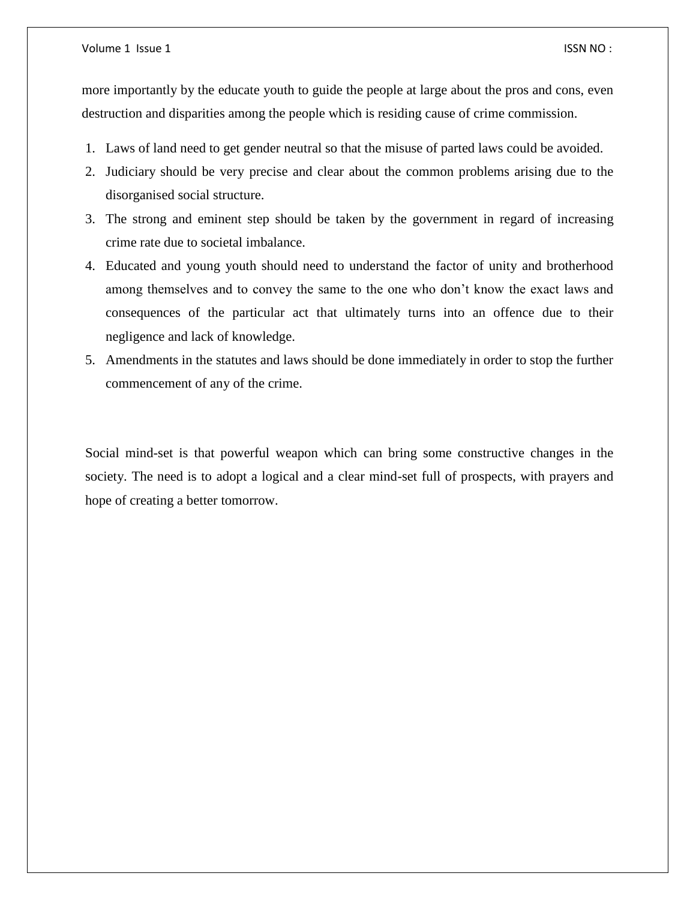more importantly by the educate youth to guide the people at large about the pros and cons, even destruction and disparities among the people which is residing cause of crime commission.

1. Laws of land need to get gender neutral so that the misuse of parted laws could be avoided.
2. Judiciary should be very precise and clear about the common problems arising due to the disorganised social structure.
3. The strong and eminent step should be taken by the government in regard of increasing crime rate due to societal imbalance.
4. Educated and young youth should need to understand the factor of unity and brotherhood among themselves and to convey the same to the one who don't know the exact laws and consequences of the particular act that ultimately turns into an offence due to their negligence and lack of knowledge.
5. Amendments in the statutes and laws should be done immediately in order to stop the further commencement of any of the crime.

Social mind-set is that powerful weapon which can bring some constructive changes in the society. The need is to adopt a logical and a clear mind-set full of prospects, with prayers and hope of creating a better tomorrow.